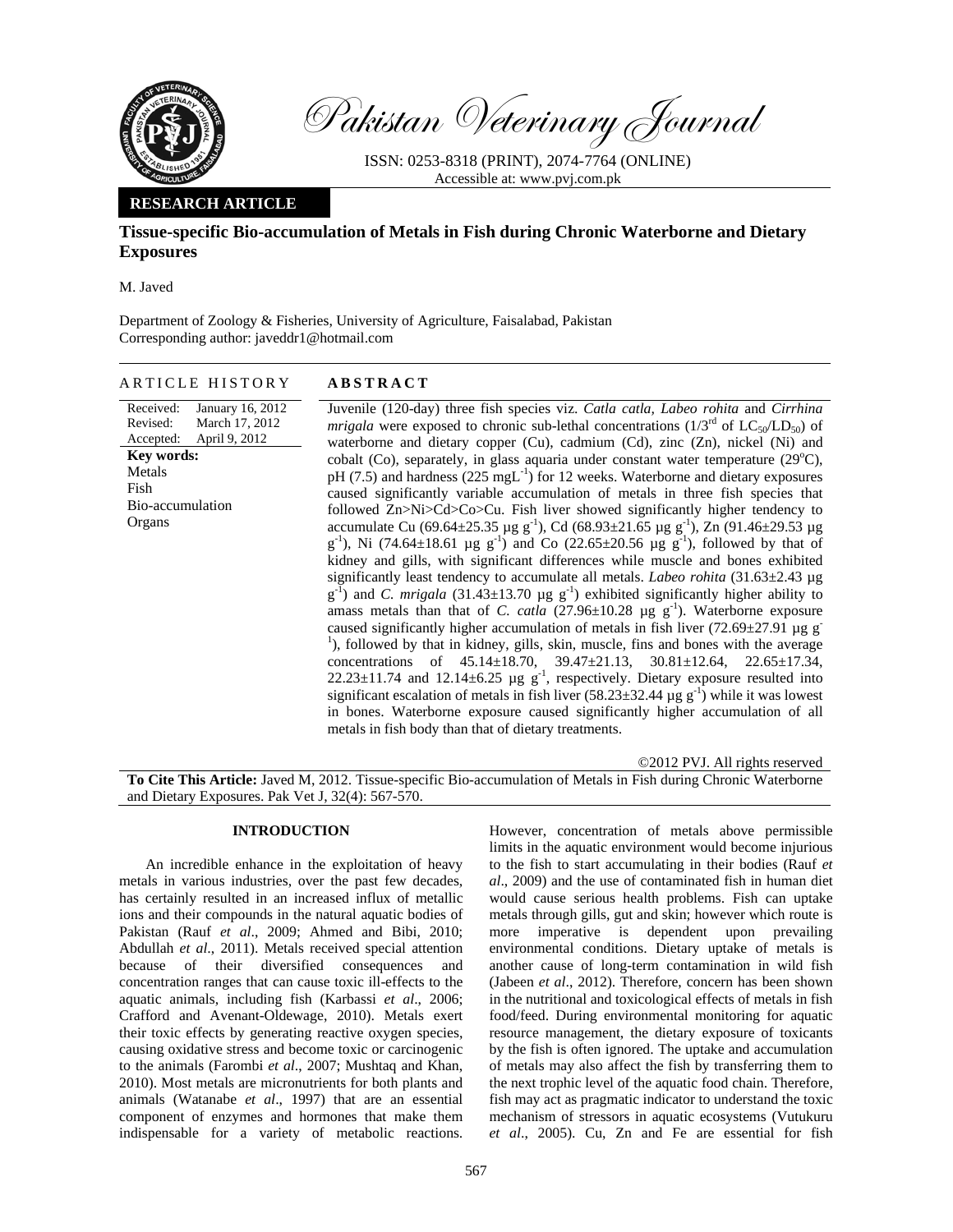Pakistan Veterinary Journal

ISSN: 0253-8318 (PRINT), 2074-7764 (ONLINE)
Accessible at: www.pvj.com.pk

**RESEARCH ARTICLE**

# Tissue-specific Bio-accumulation of Metals in Fish during Chronic Waterborne and Dietary Exposures

M. Javed

Department of Zoology & Fisheries, University of Agriculture, Faisalabad, Pakistan
Corresponding author: javeddr1@hotmail.com

## ARTICLE HISTORY

Received: January 16, 2012
Revised: March 17, 2012
Accepted: April 9, 2012

**Key words:**
Metals
Fish
Bio-accumulation
Organs

## ABSTRACT

Juvenile (120-day) three fish species viz. *Catla catla, Labeo rohita* and *Cirrhina mrigala* were exposed to chronic sub-lethal concentrations ($1/3^{rd}$ of $LC_{50}/LD_{50}$) of waterborne and dietary copper (Cu), cadmium (Cd), zinc (Zn), nickel (Ni) and cobalt (Co), separately, in glass aquaria under constant water temperature (29°C), pH (7.5) and hardness (225 $mgL^{-1}$) for 12 weeks. Waterborne and dietary exposures caused significantly variable accumulation of metals in three fish species that followed Zn>Ni>Cd>Co>Cu. Fish liver showed significantly higher tendency to accumulate Cu (69.64±25.35 µg $g^{-1}$), Cd (68.93±21.65 µg $g^{-1}$), Zn (91.46±29.53 µg $g^{-1}$), Ni (74.64±18.61 µg $g^{-1}$) and Co (22.65±20.56 µg $g^{-1}$), followed by that of kidney and gills, with significant differences while muscle and bones exhibited significantly least tendency to accumulate all metals. *Labeo rohita* (31.63±2.43 µg $g^{-1}$) and *C. mrigala* (31.43±13.70 µg $g^{-1}$) exhibited significantly higher ability to amass metals than that of *C. catla* (27.96±10.28 µg $g^{-1}$). Waterborne exposure caused significantly higher accumulation of metals in fish liver (72.69±27.91 µg $g^{-1}$), followed by that in kidney, gills, skin, muscle, fins and bones with the average concentrations of 45.14±18.70, 39.47±21.13, 30.81±12.64, 22.65±17.34, 22.23±11.74 and 12.14±6.25 µg $g^{-1}$, respectively. Dietary exposure resulted into significant escalation of metals in fish liver (58.23±32.44 µg $g^{-1}$) while it was lowest in bones. Waterborne exposure caused significantly higher accumulation of all metals in fish body than that of dietary treatments.

©2012 PVJ. All rights reserved

**To Cite This Article:** Javed M, 2012. Tissue-specific Bio-accumulation of Metals in Fish during Chronic Waterborne and Dietary Exposures. Pak Vet J, 32(4): 567-570.

## INTRODUCTION

An incredible enhance in the exploitation of heavy metals in various industries, over the past few decades, has certainly resulted in an increased influx of metallic ions and their compounds in the natural aquatic bodies of Pakistan (Rauf *et al*., 2009; Ahmed and Bibi, 2010; Abdullah *et al*., 2011). Metals received special attention because of their diversified consequences and concentration ranges that can cause toxic ill-effects to the aquatic animals, including fish (Karbassi *et al*., 2006; Crafford and Avenant-Oldewage, 2010). Metals exert their toxic effects by generating reactive oxygen species, causing oxidative stress and become toxic or carcinogenic to the animals (Farombi *et al*., 2007; Mushtaq and Khan, 2010). Most metals are micronutrients for both plants and animals (Watanabe *et al*., 1997) that are an essential component of enzymes and hormones that make them indispensable for a variety of metabolic reactions. However, concentration of metals above permissible limits in the aquatic environment would become injurious to the fish to start accumulating in their bodies (Rauf *et al*., 2009) and the use of contaminated fish in human diet would cause serious health problems. Fish can uptake metals through gills, gut and skin; however which route is more imperative is dependent upon prevailing environmental conditions. Dietary uptake of metals is another cause of long-term contamination in wild fish (Jabeen *et al*., 2012). Therefore, concern has been shown in the nutritional and toxicological effects of metals in fish food/feed. During environmental monitoring for aquatic resource management, the dietary exposure of toxicants by the fish is often ignored. The uptake and accumulation of metals may also affect the fish by transferring them to the next trophic level of the aquatic food chain. Therefore, fish may act as pragmatic indicator to understand the toxic mechanism of stressors in aquatic ecosystems (Vutukuru *et al*., 2005). Cu, Zn and Fe are essential for fish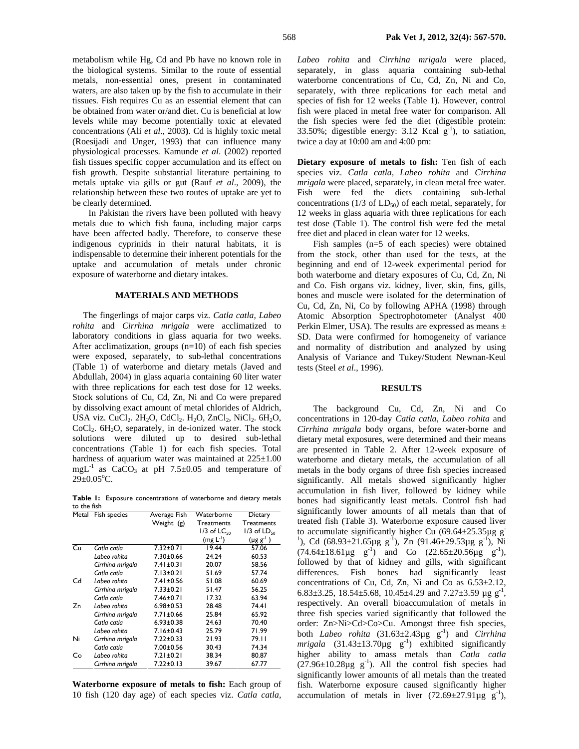metabolism while Hg, Cd and Pb have no known role in the biological systems. Similar to the route of essential metals, non-essential ones, present in contaminated waters, are also taken up by the fish to accumulate in their tissues. Fish requires Cu as an essential element that can be obtained from water or/and diet. Cu is beneficial at low levels while may become potentially toxic at elevated concentrations (Ali *et al*., 2003**)**. Cd is highly toxic metal (Roesijadi and Unger, 1993) that can influence many physiological processes. Kamunde *et al*. (2002) reported fish tissues specific copper accumulation and its effect on fish growth. Despite substantial literature pertaining to metals uptake via gills or gut (Rauf *et al*., 2009), the relationship between these two routes of uptake are yet to be clearly determined.

In Pakistan the rivers have been polluted with heavy metals due to which fish fauna, including major carps have been affected badly. Therefore, to conserve these indigenous cyprinids in their natural habitats, it is indispensable to determine their inherent potentials for the uptake and accumulation of metals under chronic exposure of waterborne and dietary intakes.

## MATERIALS AND METHODS

The fingerlings of major carps viz. *Catla catla, Labeo rohita* and *Cirrhina mrigala* were acclimatized to laboratory conditions in glass aquaria for two weeks. After acclimatization, groups (n=10) of each fish species were exposed, separately, to sub-lethal concentrations (Table 1) of waterborne and dietary metals (Javed and Abdullah, 2004) in glass aquaria containing 60 liter water with three replications for each test dose for 12 weeks. Stock solutions of Cu, Cd, Zn, Ni and Co were prepared by dissolving exact amount of metal chlorides of Aldrich, USA viz. $CuCl_2 . 2H_2O$, $CdCl_2 . H_2O$, $ZnCl_2$, $NiCl_2 . 6H_2O$, $CoCl_2 . 6H_2O$, separately, in de-ionized water. The stock solutions were diluted up to desired sub-lethal concentrations (Table 1) for each fish species. Total hardness of aquarium water was maintained at 225±1.00 $mgL^{-1}$ as $CaCO_3$ at pH 7.5±0.05 and temperature of 29±0.05°C.

**Table 1:** Exposure concentrations of waterborne and dietary metals to the fish

| Metal | Fish species | Average Fish Weight (g) | Waterborne Treatments 1/3 of $LC_{50}$ ($mg\ L^{-1}$) | Dietary Treatments 1/3 of $LD_{50}$ ($\mu g\ g^{-1}$) |
|---|---|---|---|---|
| Cu | *Catla catla* | 7.32±0.71 | 19.44 | 57.06 |
| | *Labeo rohita* | 7.30±0.66 | 24.24 | 60.53 |
| | *Cirrhina mrigala* | 7.41±0.31 | 20.07 | 58.56 |
| Cd | *Catla catla* | 7.13±0.21 | 51.69 | 57.74 |
| | *Labeo rohita* | 7.41±0.56 | 51.08 | 60.69 |
| | *Cirrhina mrigala* | 7.33±0.21 | 51.47 | 56.25 |
| Zn | *Catla catla* | 7.46±0.71 | 17.32 | 63.94 |
| | *Labeo rohita* | 6.98±0.53 | 28.48 | 74.41 |
| | *Cirrhina mrigala* | 7.71±0.66 | 25.84 | 65.92 |
| Ni | *Catla catla* | 6.93±0.38 | 24.63 | 70.40 |
| | *Labeo rohita* | 7.16±0.43 | 25.79 | 71.99 |
| | *Cirrhina mrigala* | 7.22±0.33 | 21.93 | 79.11 |
| Co | *Catla catla* | 7.00±0.56 | 30.43 | 74.34 |
| | *Labeo rohita* | 7.21±0.21 | 38.34 | 80.87 |
| | *Cirrhina mrigala* | 7.22±0.13 | 39.67 | 67.77 |

**Waterborne exposure of metals to fish:** Each group of 10 fish (120 day age) of each species viz. *Catla catla, Labeo rohita* and *Cirrhina mrigala* were placed, separately, in glass aquaria containing sub-lethal waterborne concentrations of Cu, Cd, Zn, Ni and Co, separately, with three replications for each metal and species of fish for 12 weeks (Table 1). However, control fish were placed in metal free water for comparison. All the fish species were fed the diet (digestible protein: 33.50%; digestible energy: 3.12 Kcal $g^{-1}$), to satiation, twice a day at 10:00 am and 4:00 pm:

**Dietary exposure of metals to fish:** Ten fish of each species viz. *Catla catla, Labeo rohita* and *Cirrhina mrigala* were placed, separately, in clean metal free water. Fish were fed the diets containing sub-lethal concentrations (1/3 of $LD_{50}$) of each metal, separately, for 12 weeks in glass aquaria with three replications for each test dose (Table 1). The control fish were fed the metal free diet and placed in clean water for 12 weeks.

Fish samples (n=5 of each species) were obtained from the stock, other than used for the tests, at the beginning and end of 12-week experimental period for both waterborne and dietary exposures of Cu, Cd, Zn, Ni and Co. Fish organs viz. kidney, liver, skin, fins, gills, bones and muscle were isolated for the determination of Cu, Cd, Zn, Ni, Co by following APHA (1998) through Atomic Absorption Spectrophotometer (Analyst 400 Perkin Elmer, USA). The results are expressed as means ± SD. Data were confirmed for homogeneity of variance and normality of distribution and analyzed by using Analysis of Variance and Tukey/Student Newnan-Keul tests (Steel *et al*., 1996).

## RESULTS

The background Cu, Cd, Zn, Ni and Co concentrations in 120-day *Catla catla*, *Labeo rohita* and *Cirrhina mrigala* body organs, before water-borne and dietary metal exposures, were determined and their means are presented in Table 2. After 12-week exposure of waterborne and dietary metals, the accumulation of all metals in the body organs of three fish species increased significantly. All metals showed significantly higher accumulation in fish liver, followed by kidney while bones had significantly least metals. Control fish had significantly lower amounts of all metals than that of treated fish (Table 3). Waterborne exposure caused liver to accumulate significantly higher Cu (69.64±25.35µg $g^{-1}$), Cd (68.93±21.65µg $g^{-1}$), Zn (91.46±29.53µg $g^{-1}$), Ni (74.64±18.61µg $g^{-1}$) and Co (22.65±20.56µg $g^{-1}$), followed by that of kidney and gills, with significant differences. Fish bones had significantly least concentrations of Cu, Cd, Zn, Ni and Co as 6.53±2.12, 6.83±3.25, 18.54±5.68, 10.45±4.29 and 7.27±3.59 µg $g^{-1}$, respectively. An overall bioaccumulation of metals in three fish species varied significantly that followed the order: Zn>Ni>Cd>Co>Cu. Amongst three fish species, both *Labeo rohita* (31.63±2.43µg $g^{-1}$) and *Cirrhina mrigala* (31.43±13.70µg $g^{-1}$) exhibited significantly higher ability to amass metals than *Catla catla* (27.96±10.28µg $g^{-1}$). All the control fish species had significantly lower amounts of all metals than the treated fish. Waterborne exposure caused significantly higher accumulation of metals in liver (72.69±27.91µg $g^{-1}$),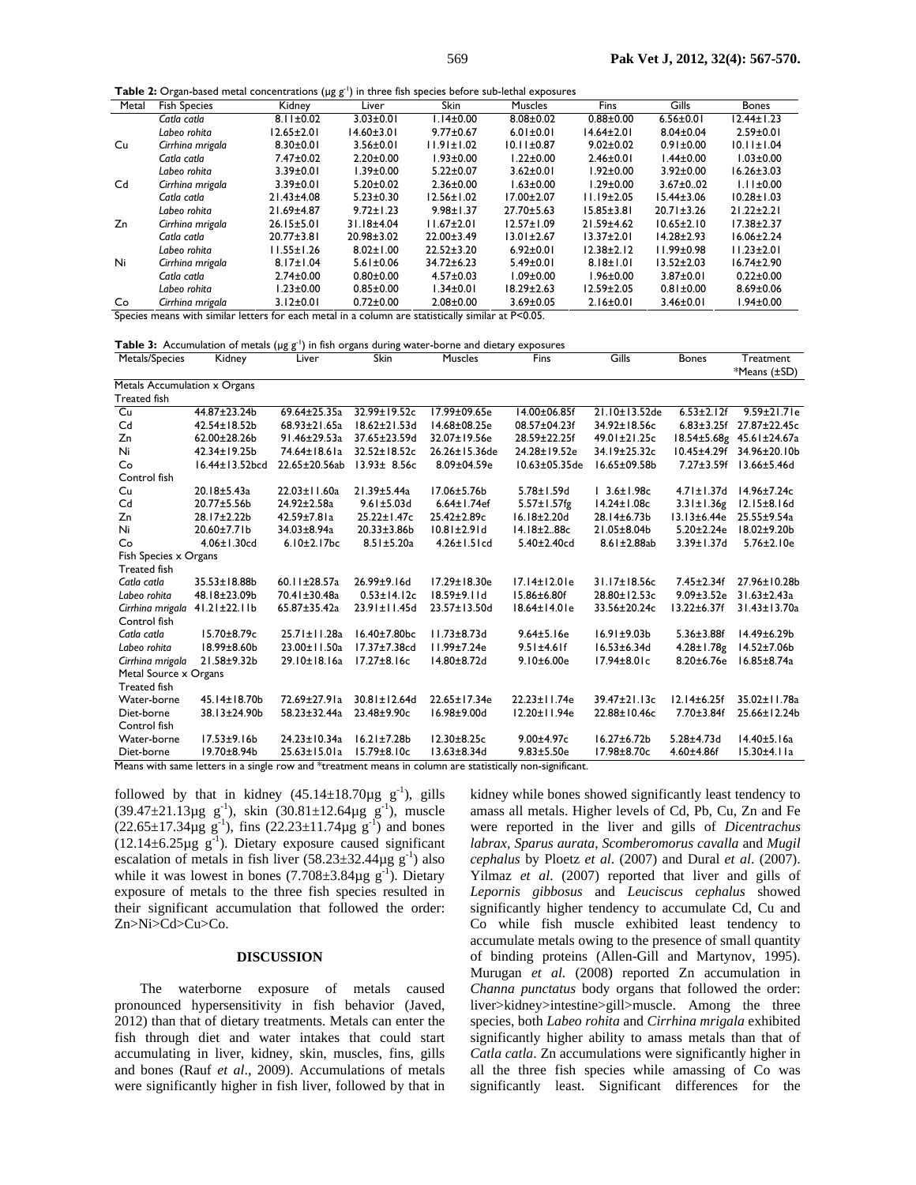**Table 2:** Organ-based metal concentrations (µg g$^{-1}$) in three fish species before sub-lethal exposures

| Metal | Fish Species | Kidney | Liver | Skin | Muscles | Fins | Gills | Bones |
|---|---|---|---|---|---|---|---|---|
| | *Catla catla* | 8.11±0.02 | 3.03±0.01 | 1.14±0.00 | 8.08±0.02 | 0.88±0.00 | 6.56±0.01 | 12.44±1.23 |
| | *Labeo rohita* | 12.65±2.01 | 14.60±3.01 | 9.77±0.67 | 6.01±0.01 | 14.64±2.01 | 8.04±0.04 | 2.59±0.01 |
| Cu | *Cirrhina mrigala* | 8.30±0.01 | 3.56±0.01 | 11.91±1.02 | 10.11±0.87 | 9.02±0.02 | 0.91±0.00 | 10.11±1.04 |
| | *Catla catla* | 7.47±0.02 | 2.20±0.00 | 1.93±0.00 | 1.22±0.00 | 2.46±0.01 | 1.44±0.00 | 1.03±0.00 |
| | *Labeo rohita* | 3.39±0.01 | 1.39±0.00 | 5.22±0.07 | 3.62±0.01 | 1.92±0.00 | 3.92±0.00 | 16.26±3.03 |
| Cd | *Cirrhina mrigala* | 3.39±0.01 | 5.20±0.02 | 2.36±0.00 | 1.63±0.00 | 1.29±0.00 | 3.67±0..02 | 1.11±0.00 |
| | *Catla catla* | 21.43±4.08 | 5.23±0.30 | 12.56±1.02 | 17.00±2.07 | 11.19±2.05 | 15.44±3.06 | 10.28±1.03 |
| | *Labeo rohita* | 21.69±4.87 | 9.72±1.23 | 9.98±1.37 | 27.70±5.63 | 15.85±3.81 | 20.71±3.26 | 21.22±2.21 |
| Zn | *Cirrhina mrigala* | 26.15±5.01 | 31.18±4.04 | 11.67±2.01 | 12.57±1.09 | 21.59±4.62 | 10.65±2.10 | 17.38±2.37 |
| | *Catla catla* | 20.77±3.81 | 20.98±3.02 | 22.00±3.49 | 13.01±2.67 | 13.37±2.01 | 14.28±2.93 | 16.06±2.24 |
| | *Labeo rohita* | 11.55±1.26 | 8.02±1.00 | 22.52±3.20 | 6.92±0.01 | 12.38±2.12 | 11.99±0.98 | 11.23±2.01 |
| Ni | *Cirrhina mrigala* | 8.17±1.04 | 5.61±0.06 | 34.72±6.23 | 5.49±0.01 | 8.18±1.01 | 13.52±2.03 | 16.74±2.90 |
| | *Catla catla* | 2.74±0.00 | 0.80±0.00 | 4.57±0.03 | 1.09±0.00 | 1.96±0.00 | 3.87±0.01 | 0.22±0.00 |
| | *Labeo rohita* | 1.23±0.00 | 0.85±0.00 | 1.34±0.01 | 18.29±2.63 | 12.59±2.05 | 0.81±0.00 | 8.69±0.06 |
| Co | *Cirrhina mrigala* | 3.12±0.01 | 0.72±0.00 | 2.08±0.00 | 3.69±0.05 | 2.16±0.01 | 3.46±0.01 | 1.94±0.00 |

Species means with similar letters for each metal in a column are statistically similar at P<0.05.

**Table 3:** Accumulation of metals (µg g$^{-1}$) in fish organs during water-borne and dietary exposures

| Metals/Species | Kidney | Liver | Skin | Muscles | Fins | Gills | Bones | Treatment *Means (±SD) |
|---|---|---|---|---|---|---|---|---|
| Metals Accumulation x Organs | | | | | | | | |
| Treated fish | | | | | | | | |
| Cu | 44.87±23.24b | 69.64±25.35a | 32.99±19.52c | 17.99±09.65e | 14.00±06.85f | 21.10±13.52de | 6.53±2.12f | 9.59±21.71e |
| Cd | 42.54±18.52b | 68.93±21.65a | 18.62±21.53d | 14.68±08.25e | 08.57±04.23f | 34.92±18.56c | 6.83±3.25f | 27.87±22.45c |
| Zn | 62.00±28.26b | 91.46±29.53a | 37.65±23.59d | 32.07±19.56e | 28.59±22.25f | 49.01±21.25c | 18.54±5.68g | 45.61±24.67a |
| Ni | 42.34±19.25b | 74.64±18.61a | 32.52±18.52c | 26.26±15.36de | 24.28±19.52e | 34.19±25.32c | 10.45±4.29f | 34.96±20.10b |
| Co | 16.44±13.52bcd | 22.65±20.56ab | 13.93± 8.56c | 8.09±04.59e | 10.63±05.35de | 16.65±09.58b | 7.27±3.59f | 13.66±5.46d |
| Control fish | | | | | | | | |
| Cu | 20.18±5.43a | 22.03±11.60a | 21.39±5.44a | 17.06±5.76b | 5.78±1.59d | 1 3.6±1.98c | 4.71±1.37d | 14.96±7.24c |
| Cd | 20.77±5.56b | 24.92±2.58a | 9.61±5.03d | 6.64±1.74ef | 5.57±1.57fg | 14.24±1.08c | 3.31±1.36g | 12.15±8.16d |
| Zn | 28.17±2.22b | 42.59±7.81a | 25.22±1.47c | 25.42±2.89c | 16.18±2.20d | 28.14±6.73b | 13.13±6.44e | 25.55±9.54a |
| Ni | 20.60±7.71b | 34.03±8.94a | 20.33±3.86b | 10.81±2.91d | 14.18±2..88c | 21.05±8.04b | 5.20±2.24e | 18.02±9.20b |
| Co | 4.06±1.30cd | 6.10±2.17bc | 8.51±5.20a | 4.26±1.51cd | 5.40±2.40cd | 8.61±2.88ab | 3.39±1.37d | 5.76±2.10e |
| Fish Species x Organs | | | | | | | | |
| Treated fish | | | | | | | | |
| *Catla catla* | 35.53±18.88b | 60.11±28.57a | 26.99±9.16d | 17.29±18.30e | 17.14±12.01e | 31.17±18.56c | 7.45±2.34f | 27.96±10.28b |
| *Labeo rohita* | 48.18±23.09b | 70.41±30.48a | 0.53±14.12c | 18.59±9.11d | 15.86±6.80f | 28.80±12.53c | 9.09±3.52e | 31.63±2.43a |
| *Cirrhina mrigala* | 41.21±22.11b | 65.87±35.42a | 23.91±11.45d | 23.57±13.50d | 18.64±14.01e | 33.56±20.24c | 13.22±6.37f | 31.43±13.70a |
| Control fish | | | | | | | | |
| *Catla catla* | 15.70±8.79c | 25.71±11.28a | 16.40±7.80bc | 11.73±8.73d | 9.64±5.16e | 16.91±9.03b | 5.36±3.88f | 14.49±6.29b |
| *Labeo rohita* | 18.99±8.60b | 23.00±11.50a | 17.37±7.38cd | 11.99±7.24e | 9.51±4.61f | 16.53±6.34d | 4.28±1.78g | 14.52±7.06b |
| *Cirrhina mrigala* | 21.58±9.32b | 29.10±18.16a | 17.27±8.16c | 14.80±8.72d | 9.10±6.00e | 17.94±8.01c | 8.20±6.76e | 16.85±8.74a |
| Metal Source x Organs | | | | | | | | |
| Treated fish | | | | | | | | |
| Water-borne | 45.14±18.70b | 72.69±27.91a | 30.81±12.64d | 22.65±17.34e | 22.23±11.74e | 39.47±21.13c | 12.14±6.25f | 35.02±11.78a |
| Diet-borne | 38.13±24.90b | 58.23±32.44a | 23.48±9.90c | 16.98±9.00d | 12.20±11.94e | 22.88±10.46c | 7.70±3.84f | 25.66±12.24b |
| Control fish | | | | | | | | |
| Water-borne | 17.53±9.16b | 24.23±10.34a | 16.21±7.28b | 12.30±8.25c | 9.00±4.97c | 16.27±6.72b | 5.28±4.73d | 14.40±5.16a |
| Diet-borne | 19.70±8.94b | 25.63±15.01a | 15.79±8.10c | 13.63±8.34d | 9.83±5.50e | 17.98±8.70c | 4.60±4.86f | 15.30±4.11a |

Means with same letters in a single row and *treatment means in column are statistically non-significant.

followed by that in kidney (45.14±18.70µg g$^{-1}$), gills (39.47±21.13µg g$^{-1}$), skin (30.81±12.64µg g$^{-1}$), muscle (22.65±17.34µg g$^{-1}$), fins (22.23±11.74µg g$^{-1}$) and bones (12.14±6.25µg g$^{-1}$). Dietary exposure caused significant escalation of metals in fish liver (58.23±32.44µg g$^{-1}$) also while it was lowest in bones (7.708±3.84µg g$^{-1}$). Dietary exposure of metals to the three fish species resulted in their significant accumulation that followed the order: Zn>Ni>Cd>Cu>Co.

## DISCUSSION

The waterborne exposure of metals caused pronounced hypersensitivity in fish behavior (Javed, 2012) than that of dietary treatments. Metals can enter the fish through diet and water intakes that could start accumulating in liver, kidney, skin, muscles, fins, gills and bones (Rauf *et al*., 2009). Accumulations of metals were significantly higher in fish liver, followed by that in kidney while bones showed significantly least tendency to amass all metals. Higher levels of Cd, Pb, Cu, Zn and Fe were reported in the liver and gills of *Dicentrachus labrax*, *Sparus aurata*, *Scomberomorus cavalla* and *Mugil cephalus* by Ploetz *et al*. (2007) and Dural *et al*. (2007). Yilmaz *et al*. (2007) reported that liver and gills of *Lepornis gibbosus* and *Leuciscus cephalus* showed significantly higher tendency to accumulate Cd, Cu and Co while fish muscle exhibited least tendency to accumulate metals owing to the presence of small quantity of binding proteins (Allen-Gill and Martynov, 1995). Murugan *et al.* (2008) reported Zn accumulation in *Channa punctatus* body organs that followed the order: liver>kidney>intestine>gill>muscle. Among the three species, both *Labeo rohita* and *Cirrhina mrigala* exhibited significantly higher ability to amass metals than that of *Catla catla*. Zn accumulations were significantly higher in all the three fish species while amassing of Co was significantly least. Significant differences for the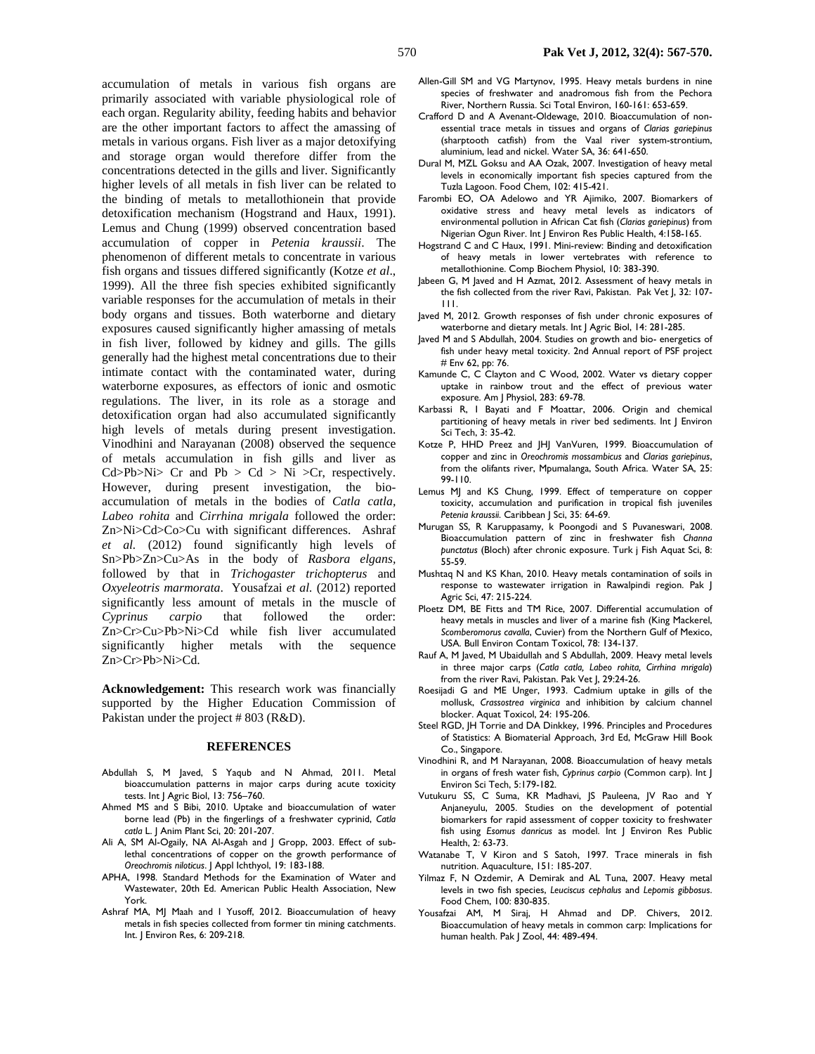accumulation of metals in various fish organs are primarily associated with variable physiological role of each organ. Regularity ability, feeding habits and behavior are the other important factors to affect the amassing of metals in various organs. Fish liver as a major detoxifying and storage organ would therefore differ from the concentrations detected in the gills and liver. Significantly higher levels of all metals in fish liver can be related to the binding of metals to metallothionein that provide detoxification mechanism (Hogstrand and Haux, 1991). Lemus and Chung (1999) observed concentration based accumulation of copper in *Petenia kraussii*. The phenomenon of different metals to concentrate in various fish organs and tissues differed significantly (Kotze *et al*., 1999). All the three fish species exhibited significantly variable responses for the accumulation of metals in their body organs and tissues. Both waterborne and dietary exposures caused significantly higher amassing of metals in fish liver, followed by kidney and gills. The gills generally had the highest metal concentrations due to their intimate contact with the contaminated water, during waterborne exposures, as effectors of ionic and osmotic regulations. The liver, in its role as a storage and detoxification organ had also accumulated significantly high levels of metals during present investigation. Vinodhini and Narayanan (2008) observed the sequence of metals accumulation in fish gills and liver as Cd>Pb>Ni> Cr and Pb > Cd > Ni >Cr, respectively. However, during present investigation, the bio-accumulation of metals in the bodies of *Catla catla*, *Labeo rohita* and *Cirrhina mrigala* followed the order: Zn>Ni>Cd>Co>Cu with significant differences. Ashraf *et al.* (2012) found significantly high levels of Sn>Pb>Zn>Cu>As in the body of *Rasbora elgans,* followed by that in *Trichogaster trichopterus* and *Oxyeleotris marmorata*. Yousafzai *et al.* (2012) reported significantly less amount of metals in the muscle of *Cyprinus carpio* that followed the order: Zn>Cr>Cu>Pb>Ni>Cd while fish liver accumulated significantly higher metals with the sequence Zn>Cr>Pb>Ni>Cd.

**Acknowledgement:** This research work was financially supported by the Higher Education Commission of Pakistan under the project # 803 (R&D).

## REFERENCES

Abdullah S, M Javed, S Yaqub and N Ahmad, 2011. Metal bioaccumulation patterns in major carps during acute toxicity tests. Int J Agric Biol, 13: 756–760.

Ahmed MS and S Bibi, 2010. Uptake and bioaccumulation of water borne lead (Pb) in the fingerlings of a freshwater cyprinid, *Catla catla* L. J Anim Plant Sci, 20: 201-207.

Ali A, SM Al-Ogaily, NA Al-Asgah and J Gropp, 2003. Effect of sub-lethal concentrations of copper on the growth performance of *Oreochromis niloticus*. J Appl Ichthyol, 19: 183-188.

APHA, 1998. Standard Methods for the Examination of Water and Wastewater, 20th Ed. American Public Health Association, New York.

Ashraf MA, MJ Maah and I Yusoff, 2012. Bioaccumulation of heavy metals in fish species collected from former tin mining catchments. Int. J Environ Res, 6: 209-218.

Allen-Gill SM and VG Martynov, 1995. Heavy metals burdens in nine species of freshwater and anadromous fish from the Pechora River, Northern Russia. Sci Total Environ, 160-161: 653-659.

Crafford D and A Avenant-Oldewage, 2010. Bioaccumulation of non-essential trace metals in tissues and organs of *Clarias gariepinus* (sharptooth catfish) from the Vaal river system-strontium, aluminium, lead and nickel. Water SA, 36: 641-650.

Dural M, MZL Goksu and AA Ozak, 2007. Investigation of heavy metal levels in economically important fish species captured from the Tuzla Lagoon. Food Chem, 102: 415-421.

Farombi EO, OA Adelowo and YR Ajimiko, 2007. Biomarkers of oxidative stress and heavy metal levels as indicators of environmental pollution in African Cat fish (*Clarias gariepinus*) from Nigerian Ogun River. Int J Environ Res Public Health, 4:158-165.

Hogstrand C and C Haux, 1991. Mini-review: Binding and detoxification of heavy metals in lower vertebrates with reference to metallothionine. Comp Biochem Physiol, 10: 383-390.

Jabeen G, M Javed and H Azmat, 2012. Assessment of heavy metals in the fish collected from the river Ravi, Pakistan. Pak Vet J, 32: 107-111.

Javed M, 2012. Growth responses of fish under chronic exposures of waterborne and dietary metals. Int J Agric Biol, 14: 281-285.

Javed M and S Abdullah, 2004. Studies on growth and bio- energetics of fish under heavy metal toxicity. 2nd Annual report of PSF project # Env 62, pp: 76.

Kamunde C, C Clayton and C Wood, 2002. Water vs dietary copper uptake in rainbow trout and the effect of previous water exposure. Am J Physiol, 283: 69-78.

Karbassi R, I Bayati and F Moattar, 2006. Origin and chemical partitioning of heavy metals in river bed sediments. Int J Environ Sci Tech, 3: 35-42.

Kotze P, HHD Preez and JHJ VanVuren, 1999. Bioaccumulation of copper and zinc in *Oreochromis mossambicus* and *Clarias gariepinus*, from the olifants river, Mpumalanga, South Africa. Water SA, 25: 99-110.

Lemus MJ and KS Chung, 1999. Effect of temperature on copper toxicity, accumulation and purification in tropical fish juveniles *Petenia kraussii*. Caribbean J Sci, 35: 64-69.

Murugan SS, R Karuppasamy, k Poongodi and S Puvaneswari, 2008. Bioaccumulation pattern of zinc in freshwater fish *Channa punctatus* (Bloch) after chronic exposure. Turk j Fish Aquat Sci, 8: 55-59.

Mushtaq N and KS Khan, 2010. Heavy metals contamination of soils in response to wastewater irrigation in Rawalpindi region. Pak J Agric Sci, 47: 215-224.

Ploetz DM, BE Fitts and TM Rice, 2007. Differential accumulation of heavy metals in muscles and liver of a marine fish (King Mackerel, *Scomberomorus cavalla*, Cuvier) from the Northern Gulf of Mexico, USA. Bull Environ Contam Toxicol, 78: 134-137.

Rauf A, M Javed, M Ubaidullah and S Abdullah, 2009. Heavy metal levels in three major carps (*Catla catla, Labeo rohita, Cirrhina mrigala*) from the river Ravi, Pakistan. Pak Vet J, 29:24-26.

Roesijadi G and ME Unger, 1993. Cadmium uptake in gills of the mollusk, *Crassostrea virginica* and inhibition by calcium channel blocker. Aquat Toxicol, 24: 195-206.

Steel RGD, JH Torrie and DA Dinkkey, 1996. Principles and Procedures of Statistics: A Biomaterial Approach, 3rd Ed, McGraw Hill Book Co., Singapore.

Vinodhini R, and M Narayanan, 2008. Bioaccumulation of heavy metals in organs of fresh water fish, *Cyprinus carpio* (Common carp). Int J Environ Sci Tech, 5:179-182.

Vutukuru SS, C Suma, KR Madhavi, JS Pauleena, JV Rao and Y Anjaneyulu, 2005. Studies on the development of potential biomarkers for rapid assessment of copper toxicity to freshwater fish using *Esomus danricus* as model. Int J Environ Res Public Health, 2: 63-73.

Watanabe T, V Kiron and S Satoh, 1997. Trace minerals in fish nutrition. Aquaculture, 151: 185-207.

Yilmaz F, N Ozdemir, A Demirak and AL Tuna, 2007. Heavy metal levels in two fish species, *Leuciscus cephalus* and *Lepomis gibbosus*. Food Chem, 100: 830-835.

Yousafzai AM, M Siraj, H Ahmad and DP. Chivers, 2012. Bioaccumulation of heavy metals in common carp: Implications for human health. Pak J Zool, 44: 489-494.